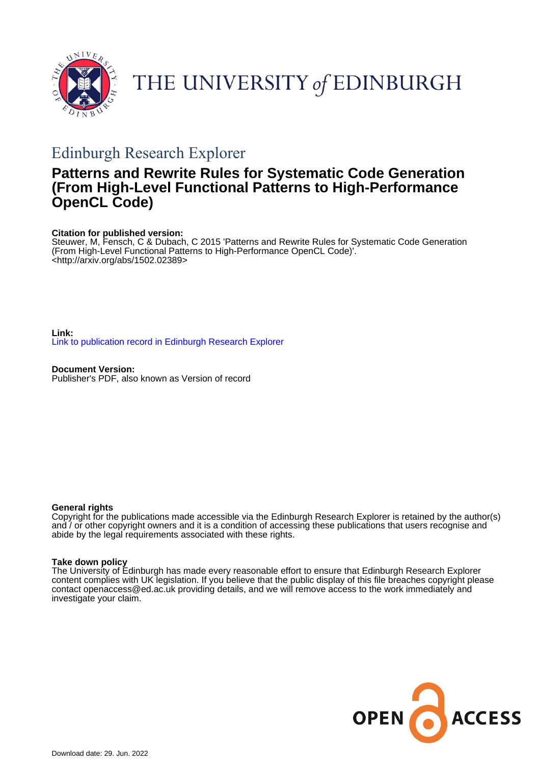THE UNIVERSITY *of* EDINBURGH

## Edinburgh Research Explorer

# Patterns and Rewrite Rules for Systematic Code Generation (From High-Level Functional Patterns to High-Performance OpenCL Code)

**Citation for published version:**
Steuwer, M, Fensch, C & Dubach, C 2015 'Patterns and Rewrite Rules for Systematic Code Generation (From High-Level Functional Patterns to High-Performance OpenCL Code)'. <http://arxiv.org/abs/1502.02389>

**Link:**
Link to publication record in Edinburgh Research Explorer

**Document Version:**
Publisher's PDF, also known as Version of record

**General rights**
Copyright for the publications made accessible via the Edinburgh Research Explorer is retained by the author(s) and / or other copyright owners and it is a condition of accessing these publications that users recognise and abide by the legal requirements associated with these rights.

**Take down policy**
The University of Edinburgh has made every reasonable effort to ensure that Edinburgh Research Explorer content complies with UK legislation. If you believe that the public display of this file breaches copyright please contact openaccess@ed.ac.uk providing details, and we will remove access to the work immediately and investigate your claim.

OPEN ACCESS

Download date: 29. Jun. 2022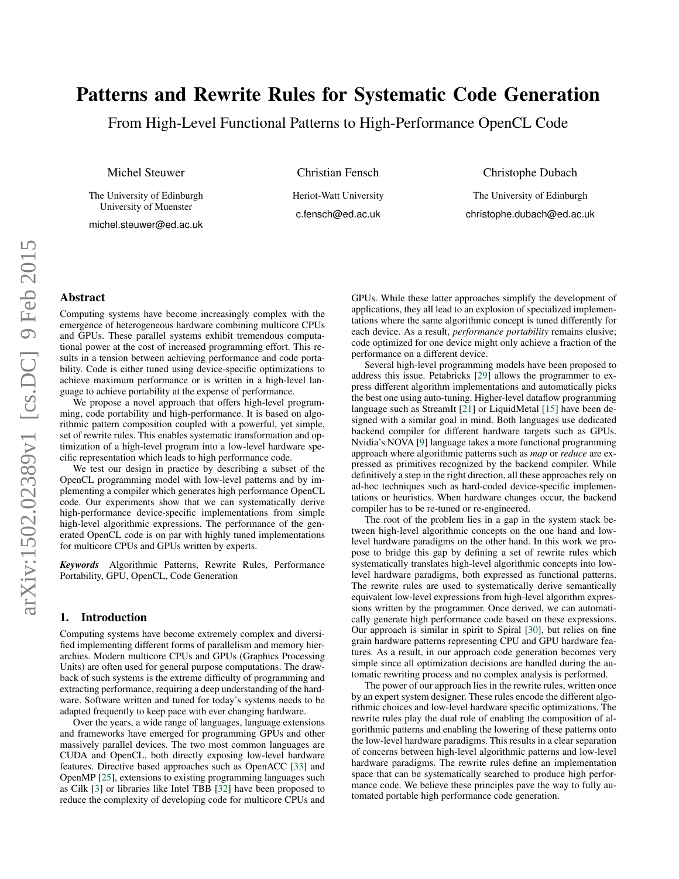# Patterns and Rewrite Rules for Systematic Code Generation

From High-Level Functional Patterns to High-Performance OpenCL Code

Michel Steuwer

The University of Edinburgh
University of Muenster

michel.steuwer@ed.ac.uk

Christian Fensch

Heriot-Watt University

c.fensch@ed.ac.uk

Christophe Dubach

The University of Edinburgh

christophe.dubach@ed.ac.uk

## Abstract

Computing systems have become increasingly complex with the emergence of heterogeneous hardware combining multicore CPUs and GPUs. These parallel systems exhibit tremendous computational power at the cost of increased programming effort. This results in a tension between achieving performance and code portability. Code is either tuned using device-specific optimizations to achieve maximum performance or is written in a high-level language to achieve portability at the expense of performance.

We propose a novel approach that offers high-level programming, code portability and high-performance. It is based on algorithmic pattern composition coupled with a powerful, yet simple, set of rewrite rules. This enables systematic transformation and optimization of a high-level program into a low-level hardware specific representation which leads to high performance code.

We test our design in practice by describing a subset of the OpenCL programming model with low-level patterns and by implementing a compiler which generates high performance OpenCL code. Our experiments show that we can systematically derive high-performance device-specific implementations from simple high-level algorithmic expressions. The performance of the generated OpenCL code is on par with highly tuned implementations for multicore CPUs and GPUs written by experts.

***Keywords*** Algorithmic Patterns, Rewrite Rules, Performance Portability, GPU, OpenCL, Code Generation

## 1. Introduction

Computing systems have become extremely complex and diversified implementing different forms of parallelism and memory hierarchies. Modern multicore CPUs and GPUs (Graphics Processing Units) are often used for general purpose computations. The drawback of such systems is the extreme difficulty of programming and extracting performance, requiring a deep understanding of the hardware. Software written and tuned for today's systems needs to be adapted frequently to keep pace with ever changing hardware.

Over the years, a wide range of languages, language extensions and frameworks have emerged for programming GPUs and other massively parallel devices. The two most common languages are CUDA and OpenCL, both directly exposing low-level hardware features. Directive based approaches such as OpenACC [33] and OpenMP [25], extensions to existing programming languages such as Cilk [3] or libraries like Intel TBB [32] have been proposed to reduce the complexity of developing code for multicore CPUs and GPUs. While these latter approaches simplify the development of applications, they all lead to an explosion of specialized implementations where the same algorithmic concept is tuned differently for each device. As a result, *performance portability* remains elusive; code optimized for one device might only achieve a fraction of the performance on a different device.

Several high-level programming models have been proposed to address this issue. Petabricks [29] allows the programmer to express different algorithm implementations and automatically picks the best one using auto-tuning. Higher-level dataflow programming language such as StreamIt [21] or LiquidMetal [15] have been designed with a similar goal in mind. Both languages use dedicated backend compiler for different hardware targets such as GPUs. Nvidia's NOVA [9] language takes a more functional programming approach where algorithmic patterns such as *map* or *reduce* are expressed as primitives recognized by the backend compiler. While definitively a step in the right direction, all these approaches rely on ad-hoc techniques such as hard-coded device-specific implementations or heuristics. When hardware changes occur, the backend compiler has to be re-tuned or re-engineered.

The root of the problem lies in a gap in the system stack between high-level algorithmic concepts on the one hand and low-level hardware paradigms on the other hand. In this work we propose to bridge this gap by defining a set of rewrite rules which systematically translates high-level algorithmic concepts into low-level hardware paradigms, both expressed as functional patterns. The rewrite rules are used to systematically derive semantically equivalent low-level expressions from high-level algorithm expressions written by the programmer. Once derived, we can automatically generate high performance code based on these expressions. Our approach is similar in spirit to Spiral [30], but relies on fine grain hardware patterns representing CPU and GPU hardware features. As a result, in our approach code generation becomes very simple since all optimization decisions are handled during the automatic rewriting process and no complex analysis is performed.

The power of our approach lies in the rewrite rules, written once by an expert system designer. These rules encode the different algorithmic choices and low-level hardware specific optimizations. The rewrite rules play the dual role of enabling the composition of algorithmic patterns and enabling the lowering of these patterns onto the low-level hardware paradigms. This results in a clear separation of concerns between high-level algorithmic patterns and low-level hardware paradigms. The rewrite rules define an implementation space that can be systematically searched to produce high performance code. We believe these principles pave the way to fully automated portable high performance code generation.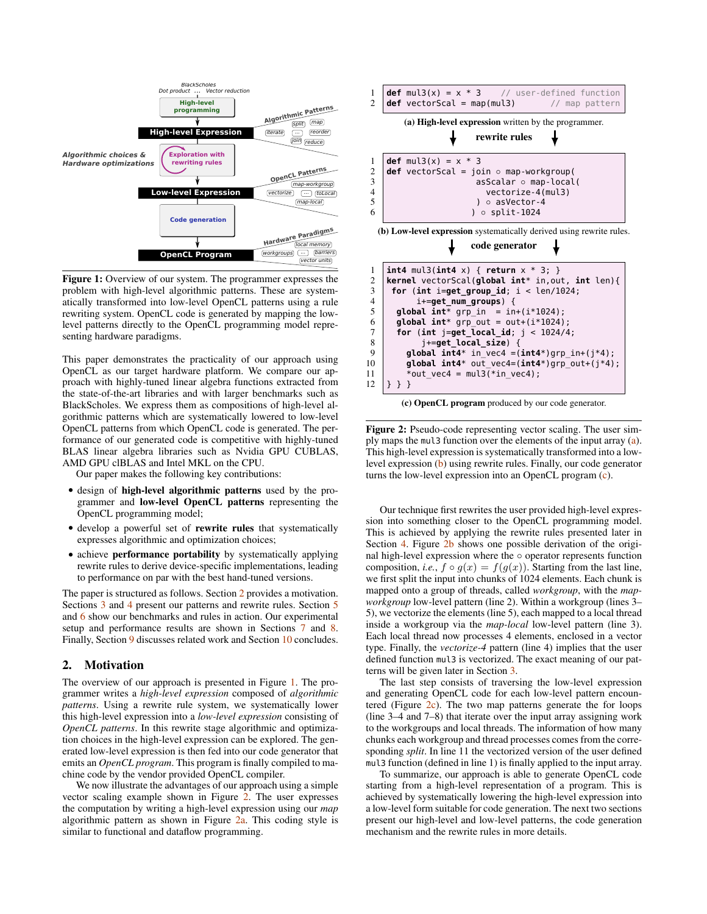Figure 1: Overview of our system. The programmer expresses the problem with high-level algorithmic patterns. These are systematically transformed into low-level OpenCL patterns using a rule rewriting system. OpenCL code is generated by mapping the low-level patterns directly to the OpenCL programming model representing hardware paradigms.

This paper demonstrates the practicality of our approach using OpenCL as our target hardware platform. We compare our approach with highly-tuned linear algebra functions extracted from the state-of-the-art libraries and with larger benchmarks such as BlackScholes. We express them as compositions of high-level algorithmic patterns which are systematically lowered to low-level OpenCL patterns from which OpenCL code is generated. The performance of our generated code is competitive with highly-tuned BLAS linear algebra libraries such as Nvidia GPU CUBLAS, AMD GPU clBLAS and Intel MKL on the CPU.

Our paper makes the following key contributions:

- design of **high-level algorithmic patterns** used by the programmer and **low-level OpenCL patterns** representing the OpenCL programming model;
- develop a powerful set of **rewrite rules** that systematically expresses algorithmic and optimization choices;
- achieve **performance portability** by systematically applying rewrite rules to derive device-specific implementations, leading to performance on par with the best hand-tuned versions.

The paper is structured as follows. Section 2 provides a motivation. Sections 3 and 4 present our patterns and rewrite rules. Section 5 and 6 show our benchmarks and rules in action. Our experimental setup and performance results are shown in Sections 7 and 8. Finally, Section 9 discusses related work and Section 10 concludes.

## 2. Motivation

The overview of our approach is presented in Figure 1. The programmer writes a *high-level expression* composed of *algorithmic patterns*. Using a rewrite rule system, we systematically lower this high-level expression into a *low-level expression* consisting of *OpenCL patterns*. In this rewrite stage algorithmic and optimization choices in the high-level expression can be explored. The generated low-level expression is then fed into our code generator that emits an *OpenCL program*. This program is finally compiled to machine code by the vendor provided OpenCL compiler.

We now illustrate the advantages of our approach using a simple vector scaling example shown in Figure 2. The user expresses the computation by writing a high-level expression using our *map* algorithmic pattern as shown in Figure 2a. This coding style is similar to functional and dataflow programming.

```
1 def mul3(x) = x * 3    // user-defined function
2 def vectorScal = map(mul3)        // map pattern
```

**(a) High-level expression** written by the programmer.

**rewrite rules**

```
1 def mul3(x) = x * 3
2 def vectorScal = join ∘ map-workgroup(
3                    asScalar ∘ map-local(
4                      vectorize-4(mul3)
5                    ) ∘ asVector-4
6                  ) ∘ split-1024
```

**(b) Low-level expression** systematically derived using rewrite rules.

**code generator**

```
1  int4 mul3(int4 x) { return x * 3; }
2  kernel vectorScal(global int* in,out, int len){
3   for (int i=get_group_id; i < len/1024;
4        i+=get_num_groups) {
5    global int* grp_in  = in+(i*1024);
6    global int* grp_out = out+(i*1024);
7    for (int j=get_local_id; j < 1024/4;
8         j+=get_local_size) {
9      global int4* in_vec4 =(int4*)grp_in+(j*4);
10     global int4* out_vec4=(int4*)grp_out+(j*4);
11     *out_vec4 = mul3(*in_vec4);
12 } } }
```

**(c) OpenCL program** produced by our code generator.

Figure 2: Pseudo-code representing vector scaling. The user simply maps the `mul3` function over the elements of the input array (a). This high-level expression is systematically transformed into a low-level expression (b) using rewrite rules. Finally, our code generator turns the low-level expression into an OpenCL program (c).

Our technique first rewrites the user provided high-level expression into something closer to the OpenCL programming model. This is achieved by applying the rewrite rules presented later in Section 4. Figure 2b shows one possible derivation of the original high-level expression where the $\circ$ operator represents function composition, *i.e.*, $f \circ g(x) = f(g(x))$. Starting from the last line, we first split the input into chunks of 1024 elements. Each chunk is mapped onto a group of threads, called *workgroup*, with the *map-workgroup* low-level pattern (line 2). Within a workgroup (lines 3–5), we vectorize the elements (line 5), each mapped to a local thread inside a workgroup via the *map-local* low-level pattern (line 3). Each local thread now processes 4 elements, enclosed in a vector type. Finally, the *vectorize-4* pattern (line 4) implies that the user defined function `mul3` is vectorized. The exact meaning of our patterns will be given later in Section 3.

The last step consists of traversing the low-level expression and generating OpenCL code for each low-level pattern encountered (Figure 2c). The two map patterns generate the for loops (line 3–4 and 7–8) that iterate over the input array assigning work to the workgroups and local threads. The information of how many chunks each workgroup and thread processes comes from the corresponding *split*. In line 11 the vectorized version of the user defined `mul3` function (defined in line 1) is finally applied to the input array.

To summarize, our approach is able to generate OpenCL code starting from a high-level representation of a program. This is achieved by systematically lowering the high-level expression into a low-level form suitable for code generation. The next two sections present our high-level and low-level patterns, the code generation mechanism and the rewrite rules in more details.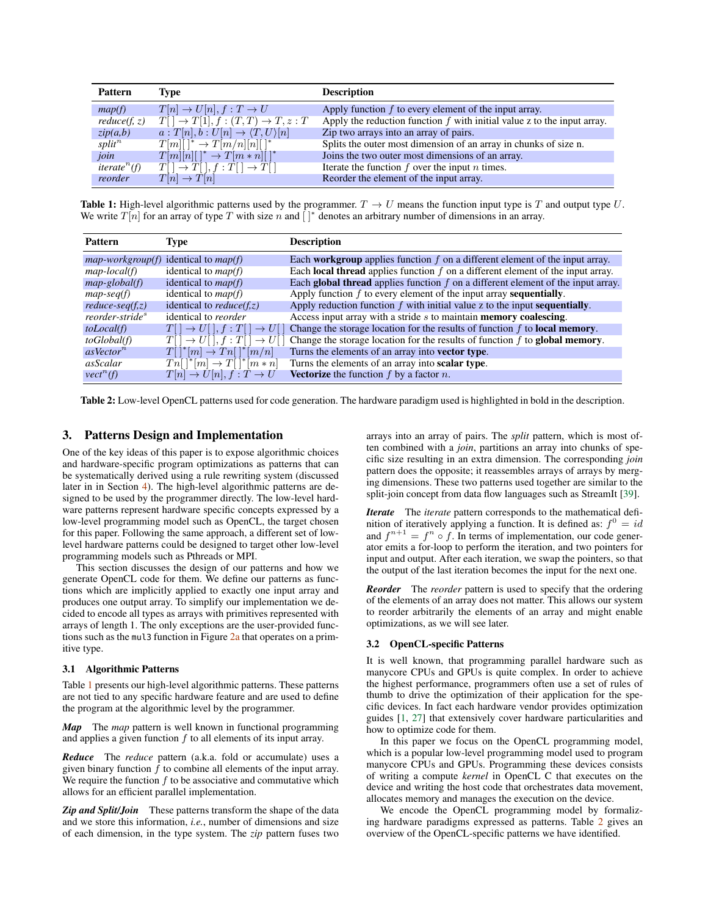| Pattern | Type | Description |
|---|---|---|
| *map(f)* | $T[n] \to U[n], f : T \to U$ | Apply function $f$ to every element of the input array. |
| *reduce(f, z)* | $T[\,] \to T[1], f : (T, T) \to T, z : T$ | Apply the reduction function $f$ with initial value z to the input array. |
| *zip(a,b)* | $a : T[n], b : U[n] \to \langle T, U\rangle[n]$ | Zip two arrays into an array of pairs. |
| *split*$^n$ | $T[m][\,]^* \to T[m/n][n][\,]^*$ | Splits the outer most dimension of an array in chunks of size n. |
| *join* | $T[m][n][\,]^* \to T[m*n][\,]^*$ | Joins the two outer most dimensions of an array. |
| *iterate*$^n$*(f)* | $T[\,] \to T[\,], f : T[\,] \to T[\,]$ | Iterate the function $f$ over the input $n$ times. |
| *reorder* | $T[n] \to T[n]$ | Reorder the element of the input array. |

**Table 1:** High-level algorithmic patterns used by the programmer. $T \to U$ means the function input type is $T$ and output type $U$. We write $T[n]$ for an array of type $T$ with size $n$ and $[\,]^*$ denotes an arbitrary number of dimensions in an array.

| Pattern | Type | Description |
|---|---|---|
| *map-workgroup(f)* | identical to *map(f)* | Each **workgroup** applies function $f$ on a different element of the input array. |
| *map-local(f)* | identical to *map(f)* | Each **local thread** applies function $f$ on a different element of the input array. |
| *map-global(f)* | identical to *map(f)* | Each **global thread** applies function $f$ on a different element of the input array. |
| *map-seq(f)* | identical to *map(f)* | Apply function $f$ to every element of the input array **sequentially**. |
| *reduce-seq(f,z)* | identical to *reduce(f,z)* | Apply reduction function $f$ with initial value z to the input **sequentially**. |
| *reorder-stride*$^s$ | identical to *reorder* | Access input array with a stride $s$ to maintain **memory coalescing**. |
| *toLocal(f)* | $T[\,] \to U[\,], f : T[\,] \to U[\,]$ | Change the storage location for the results of function $f$ to **local memory**. |
| *toGlobal(f)* | $T[\,] \to U[\,], f : T[\,] \to U[\,]$ | Change the storage location for the results of function $f$ to **global memory**. |
| *asVector*$^n$ | $T[\,]^*[m] \to Tn[\,]^*[m/n]$ | Turns the elements of an array into **vector type**. |
| *asScalar* | $Tn[\,]^*[m] \to T[\,]^*[m*n]$ | Turns the elements of an array into **scalar type**. |
| *vect*$^n$*(f)* | $T[n] \to U[n], f : T \to U$ | **Vectorize** the function $f$ by a factor $n$. |

**Table 2:** Low-level OpenCL patterns used for code generation. The hardware paradigm used is highlighted in bold in the description.

## 3. Patterns Design and Implementation

One of the key ideas of this paper is to expose algorithmic choices and hardware-specific program optimizations as patterns that can be systematically derived using a rule rewriting system (discussed later in in Section 4). The high-level algorithmic patterns are designed to be used by the programmer directly. The low-level hardware patterns represent hardware specific concepts expressed by a low-level programming model such as OpenCL, the target chosen for this paper. Following the same approach, a different set of low-level hardware patterns could be designed to target other low-level programming models such as Pthreads or MPI.

This section discusses the design of our patterns and how we generate OpenCL code for them. We define our patterns as functions which are implicitly applied to exactly one input array and produces one output array. To simplify our implementation we decided to encode all types as arrays with primitives represented with arrays of length 1. The only exceptions are the user-provided functions such as the `mul3` function in Figure 2a that operates on a primitive type.

### 3.1 Algorithmic Patterns

Table 1 presents our high-level algorithmic patterns. These patterns are not tied to any specific hardware feature and are used to define the program at the algorithmic level by the programmer.

***Map*** The *map* pattern is well known in functional programming and applies a given function $f$ to all elements of its input array.

***Reduce*** The *reduce* pattern (a.k.a. fold or accumulate) uses a given binary function $f$ to combine all elements of the input array. We require the function $f$ to be associative and commutative which allows for an efficient parallel implementation.

***Zip and Split/Join*** These patterns transform the shape of the data and we store this information, *i.e.*, number of dimensions and size of each dimension, in the type system. The *zip* pattern fuses two arrays into an array of pairs. The *split* pattern, which is most often combined with a *join*, partitions an array into chunks of specific size resulting in an extra dimension. The corresponding *join* pattern does the opposite; it reassembles arrays of arrays by merging dimensions. These two patterns used together are similar to the split-join concept from data flow languages such as StreamIt [39].

***Iterate*** The *iterate* pattern corresponds to the mathematical definition of iteratively applying a function. It is defined as: $f^0 = id$ and $f^{n+1} = f^n \circ f$. In terms of implementation, our code generator emits a for-loop to perform the iteration, and two pointers for input and output. After each iteration, we swap the pointers, so that the output of the last iteration becomes the input for the next one.

***Reorder*** The *reorder* pattern is used to specify that the ordering of the elements of an array does not matter. This allows our system to reorder arbitrarily the elements of an array and might enable optimizations, as we will see later.

### 3.2 OpenCL-specific Patterns

It is well known, that programming parallel hardware such as manycore CPUs and GPUs is quite complex. In order to achieve the highest performance, programmers often use a set of rules of thumb to drive the optimization of their application for the specific devices. In fact each hardware vendor provides optimization guides [1, 27] that extensively cover hardware particularities and how to optimize code for them.

In this paper we focus on the OpenCL programming model, which is a popular low-level programming model used to program manycore CPUs and GPUs. Programming these devices consists of writing a compute *kernel* in OpenCL C that executes on the device and writing the host code that orchestrates data movement, allocates memory and manages the execution on the device.

We encode the OpenCL programming model by formalizing hardware paradigms expressed as patterns. Table 2 gives an overview of the OpenCL-specific patterns we have identified.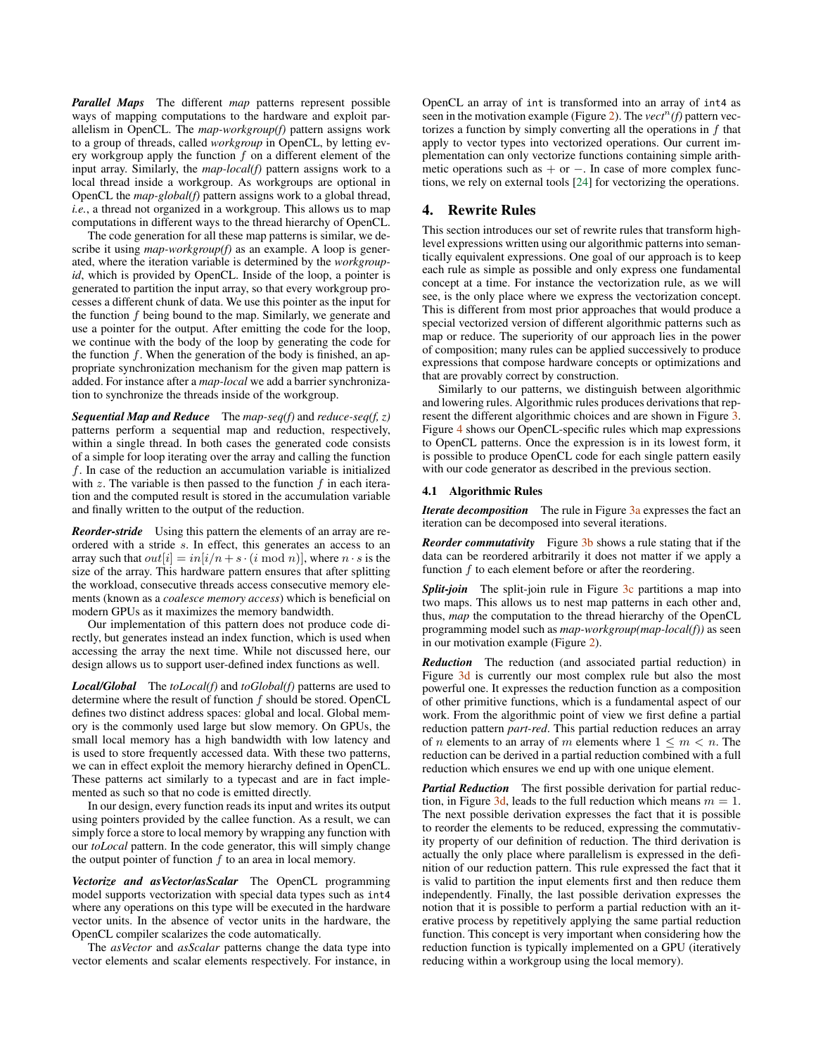***Parallel Maps*** The different *map* patterns represent possible ways of mapping computations to the hardware and exploit parallelism in OpenCL. The *map-workgroup(f)* pattern assigns work to a group of threads, called *workgroup* in OpenCL, by letting every workgroup apply the function $f$ on a different element of the input array. Similarly, the *map-local(f)* pattern assigns work to a local thread inside a workgroup. As workgroups are optional in OpenCL the *map-global(f)* pattern assigns work to a global thread, *i.e.*, a thread not organized in a workgroup. This allows us to map computations in different ways to the thread hierarchy of OpenCL.

The code generation for all these map patterns is similar, we describe it using *map-workgroup(f)* as an example. A loop is generated, where the iteration variable is determined by the *workgroup-id*, which is provided by OpenCL. Inside of the loop, a pointer is generated to partition the input array, so that every workgroup processes a different chunk of data. We use this pointer as the input for the function $f$ being bound to the map. Similarly, we generate and use a pointer for the output. After emitting the code for the loop, we continue with the body of the loop by generating the code for the function $f$. When the generation of the body is finished, an appropriate synchronization mechanism for the given map pattern is added. For instance after a *map-local* we add a barrier synchronization to synchronize the threads inside of the workgroup.

***Sequential Map and Reduce*** The *map-seq(f)* and *reduce-seq(f, z)* patterns perform a sequential map and reduction, respectively, within a single thread. In both cases the generated code consists of a simple for loop iterating over the array and calling the function $f$. In case of the reduction an accumulation variable is initialized with $z$. The variable is then passed to the function $f$ in each iteration and the computed result is stored in the accumulation variable and finally written to the output of the reduction.

***Reorder-stride*** Using this pattern the elements of an array are reordered with a stride $s$. In effect, this generates an access to an array such that $out[i] = in[i/n + s \cdot (i \bmod n)]$, where $n \cdot s$ is the size of the array. This hardware pattern ensures that after splitting the workload, consecutive threads access consecutive memory elements (known as a *coalesce memory access*) which is beneficial on modern GPUs as it maximizes the memory bandwidth.

Our implementation of this pattern does not produce code directly, but generates instead an index function, which is used when accessing the array the next time. While not discussed here, our design allows us to support user-defined index functions as well.

***Local/Global*** The *toLocal(f)* and *toGlobal(f)* patterns are used to determine where the result of function $f$ should be stored. OpenCL defines two distinct address spaces: global and local. Global memory is the commonly used large but slow memory. On GPUs, the small local memory has a high bandwidth with low latency and is used to store frequently accessed data. With these two patterns, we can in effect exploit the memory hierarchy defined in OpenCL. These patterns act similarly to a typecast and are in fact implemented as such so that no code is emitted directly.

In our design, every function reads its input and writes its output using pointers provided by the callee function. As a result, we can simply force a store to local memory by wrapping any function with our *toLocal* pattern. In the code generator, this will simply change the output pointer of function $f$ to an area in local memory.

***Vectorize and asVector/asScalar*** The OpenCL programming model supports vectorization with special data types such as `int4` where any operations on this type will be executed in the hardware vector units. In the absence of vector units in the hardware, the OpenCL compiler scalarizes the code automatically.

The *asVector* and *asScalar* patterns change the data type into vector elements and scalar elements respectively. For instance, in OpenCL an array of `int` is transformed into an array of `int4` as seen in the motivation example (Figure 2). The *vect$^n$(f)* pattern vectorizes a function by simply converting all the operations in $f$ that apply to vector types into vectorized operations. Our current implementation can only vectorize functions containing simple arithmetic operations such as $+$ or $-$. In case of more complex functions, we rely on external tools [24] for vectorizing the operations.

## 4. Rewrite Rules

This section introduces our set of rewrite rules that transform high-level expressions written using our algorithmic patterns into semantically equivalent expressions. One goal of our approach is to keep each rule as simple as possible and only express one fundamental concept at a time. For instance the vectorization rule, as we will see, is the only place where we express the vectorization concept. This is different from most prior approaches that would produce a special vectorized version of different algorithmic patterns such as map or reduce. The superiority of our approach lies in the power of composition; many rules can be applied successively to produce expressions that compose hardware concepts or optimizations and that are provably correct by construction.

Similarly to our patterns, we distinguish between algorithmic and lowering rules. Algorithmic rules produces derivations that represent the different algorithmic choices and are shown in Figure 3. Figure 4 shows our OpenCL-specific rules which map expressions to OpenCL patterns. Once the expression is in its lowest form, it is possible to produce OpenCL code for each single pattern easily with our code generator as described in the previous section.

### 4.1 Algorithmic Rules

***Iterate decomposition*** The rule in Figure 3a expresses the fact an iteration can be decomposed into several iterations.

***Reorder commutativity*** Figure 3b shows a rule stating that if the data can be reordered arbitrarily it does not matter if we apply a function $f$ to each element before or after the reordering.

***Split-join*** The split-join rule in Figure 3c partitions a map into two maps. This allows us to nest map patterns in each other and, thus, *map* the computation to the thread hierarchy of the OpenCL programming model such as *map-workgroup(map-local(f))* as seen in our motivation example (Figure 2).

***Reduction*** The reduction (and associated partial reduction) in Figure 3d is currently our most complex rule but also the most powerful one. It expresses the reduction function as a composition of other primitive functions, which is a fundamental aspect of our work. From the algorithmic point of view we first define a partial reduction pattern *part-red*. This partial reduction reduces an array of $n$ elements to an array of $m$ elements where $1 \le m < n$. The reduction can be derived in a partial reduction combined with a full reduction which ensures we end up with one unique element.

***Partial Reduction*** The first possible derivation for partial reduction, in Figure 3d, leads to the full reduction which means $m = 1$. The next possible derivation expresses the fact that it is possible to reorder the elements to be reduced, expressing the commutativity property of our definition of reduction. The third derivation is actually the only place where parallelism is expressed in the definition of our reduction pattern. This rule expressed the fact that it is valid to partition the input elements first and then reduce them independently. Finally, the last possible derivation expresses the notion that it is possible to perform a partial reduction with an iterative process by repetitively applying the same partial reduction function. This concept is very important when considering how the reduction function is typically implemented on a GPU (iteratively reducing within a workgroup using the local memory).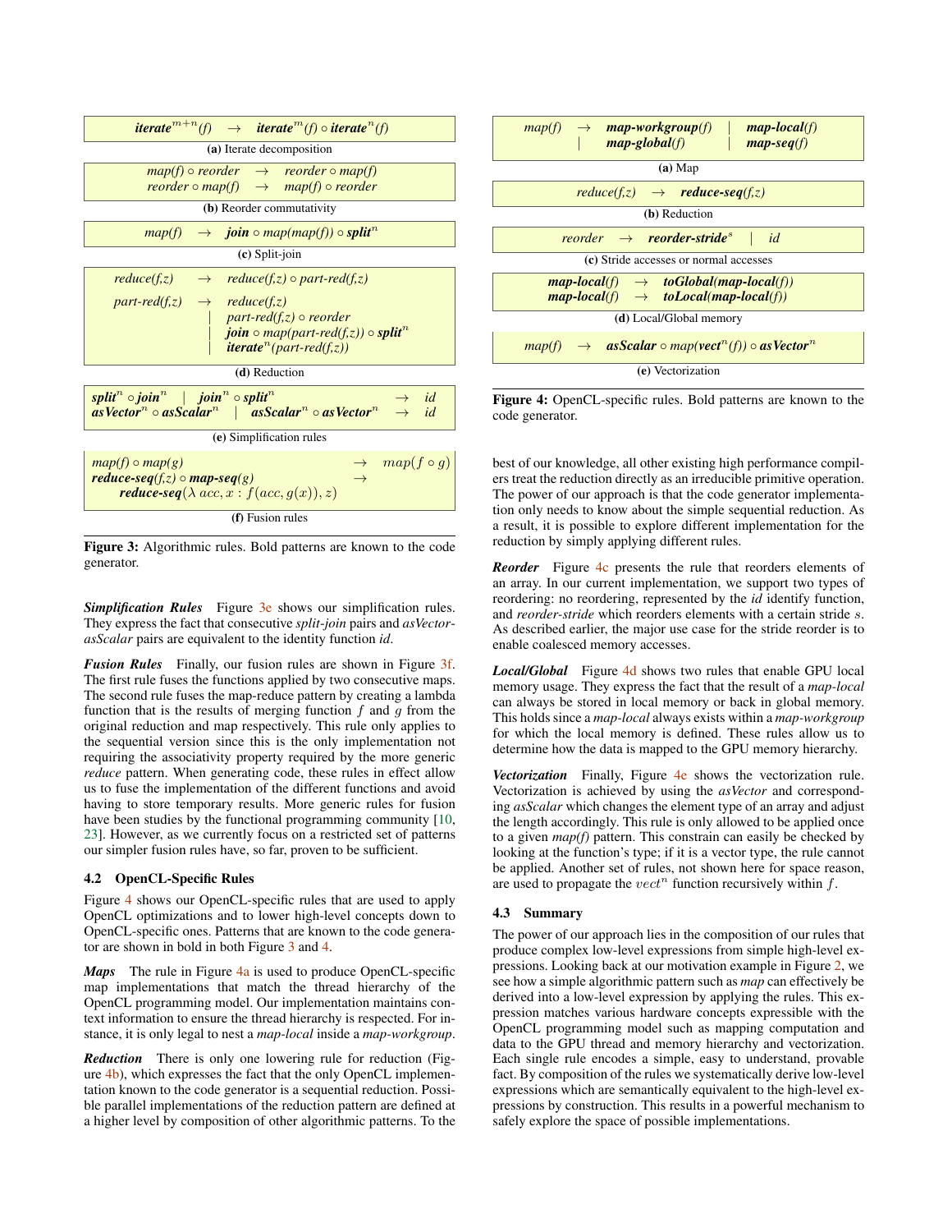$$\textit{\textbf{iterate}}^{m+n}(f) \;\rightarrow\; \textit{\textbf{iterate}}^{m}(f) \circ \textit{\textbf{iterate}}^{n}(f)$$

**(a)** Iterate decomposition

$$\begin{array}{lcl} map(f) \circ reorder & \rightarrow & reorder \circ map(f) \\ reorder \circ map(f) & \rightarrow & map(f) \circ reorder \end{array}$$

**(b)** Reorder commutativity

$$map(f) \;\rightarrow\; \textit{\textbf{join}} \circ map(map(f)) \circ \textit{\textbf{split}}^{n}$$

**(c)** Split-join

$$\begin{array}{lcl} reduce(f,z) & \rightarrow & reduce(f,z) \circ part\text{-}red(f,z) \\ part\text{-}red(f,z) & \rightarrow & reduce(f,z) \\ & | & part\text{-}red(f,z) \circ reorder \\ & | & \textit{\textbf{join}} \circ map(part\text{-}red(f,z)) \circ \textit{\textbf{split}}^{n} \\ & | & \textit{\textbf{iterate}}^{n}(part\text{-}red(f,z)) \end{array}$$

**(d)** Reduction

$$\begin{array}{lcl} \textit{\textbf{split}}^{n} \circ \textit{\textbf{join}}^{n} \;\;|\;\; \textit{\textbf{join}}^{n} \circ \textit{\textbf{split}}^{n} & \rightarrow & id \\ \textit{\textbf{asVector}}^{n} \circ \textit{\textbf{asScalar}}^{n} \;\;|\;\; \textit{\textbf{asScalar}}^{n} \circ \textit{\textbf{asVector}}^{n} & \rightarrow & id \end{array}$$

**(e)** Simplification rules

$$\begin{array}{lcl} map(f) \circ map(g) & \rightarrow & map(f \circ g) \\ \textit{\textbf{reduce-seq}}(f,z) \circ \textit{\textbf{map-seq}}(g) & \rightarrow & \\ \quad \textit{\textbf{reduce-seq}}(\lambda\, acc, x : f(acc, g(x)), z) & & \end{array}$$

**(f)** Fusion rules

**Figure 3:** Algorithmic rules. Bold patterns are known to the code generator.

***Simplification Rules*** Figure 3e shows our simplification rules. They express the fact that consecutive *split-join* pairs and *asVector-asScalar* pairs are equivalent to the identity function *id*.

***Fusion Rules*** Finally, our fusion rules are shown in Figure 3f. The first rule fuses the functions applied by two consecutive maps. The second rule fuses the map-reduce pattern by creating a lambda function that is the results of merging function $f$ and $g$ from the original reduction and map respectively. This rule only applies to the sequential version since this is the only implementation not requiring the associativity property required by the more generic *reduce* pattern. When generating code, these rules in effect allow us to fuse the implementation of the different functions and avoid having to store temporary results. More generic rules for fusion have been studies by the functional programming community [10, 23]. However, as we currently focus on a restricted set of patterns our simpler fusion rules have, so far, proven to be sufficient.

### 4.2 OpenCL-Specific Rules

Figure 4 shows our OpenCL-specific rules that are used to apply OpenCL optimizations and to lower high-level concepts down to OpenCL-specific ones. Patterns that are known to the code generator are shown in bold in both Figure 3 and 4.

***Maps*** The rule in Figure 4a is used to produce OpenCL-specific map implementations that match the thread hierarchy of the OpenCL programming model. Our implementation maintains context information to ensure the thread hierarchy is respected. For instance, it is only legal to nest a *map-local* inside a *map-workgroup*.

***Reduction*** There is only one lowering rule for reduction (Figure 4b), which expresses the fact that the only OpenCL implementation known to the code generator is a sequential reduction. Possible parallel implementations of the reduction pattern are defined at a higher level by composition of other algorithmic patterns. To the best of our knowledge, all other existing high performance compilers treat the reduction directly as an irreducible primitive operation. The power of our approach is that the code generator implementation only needs to know about the simple sequential reduction. As a result, it is possible to explore different implementation for the reduction by simply applying different rules.

$$\begin{array}{lclcl} map(f) & \rightarrow & \textit{\textbf{map-workgroup}}(f) & | & \textit{\textbf{map-local}}(f) \\ & | & \textit{\textbf{map-global}}(f) & | & \textit{\textbf{map-seq}}(f) \end{array}$$

**(a)** Map

$$reduce(f,z) \;\rightarrow\; \textit{\textbf{reduce-seq}}(f,z)$$

**(b)** Reduction

$$reorder \;\rightarrow\; \textit{\textbf{reorder-stride}}^{s} \;\;|\;\; id$$

**(c)** Stride accesses or normal accesses

$$\begin{array}{lcl} \textit{\textbf{map-local}}(f) & \rightarrow & \textit{\textbf{toGlobal}}(\textit{\textbf{map-local}}(f)) \\ \textit{\textbf{map-local}}(f) & \rightarrow & \textit{\textbf{toLocal}}(\textit{\textbf{map-local}}(f)) \end{array}$$

**(d)** Local/Global memory

$$map(f) \;\rightarrow\; \textit{\textbf{asScalar}} \circ map(\textit{\textbf{vect}}^{n}(f)) \circ \textit{\textbf{asVector}}^{n}$$

**(e)** Vectorization

**Figure 4:** OpenCL-specific rules. Bold patterns are known to the code generator.

***Reorder*** Figure 4c presents the rule that reorders elements of an array. In our current implementation, we support two types of reordering: no reordering, represented by the *id* identify function, and *reorder-stride* which reorders elements with a certain stride $s$. As described earlier, the major use case for the stride reorder is to enable coalesced memory accesses.

***Local/Global*** Figure 4d shows two rules that enable GPU local memory usage. They express the fact that the result of a *map-local* can always be stored in local memory or back in global memory. This holds since a *map-local* always exists within a *map-workgroup* for which the local memory is defined. These rules allow us to determine how the data is mapped to the GPU memory hierarchy.

***Vectorization*** Finally, Figure 4e shows the vectorization rule. Vectorization is achieved by using the *asVector* and corresponding *asScalar* which changes the element type of an array and adjust the length accordingly. This rule is only allowed to be applied once to a given *map(f)* pattern. This constrain can easily be checked by looking at the function's type; if it is a vector type, the rule cannot be applied. Another set of rules, not shown here for space reason, are used to propagate the $vect^n$ function recursively within $f$.

### 4.3 Summary

The power of our approach lies in the composition of our rules that produce complex low-level expressions from simple high-level expressions. Looking back at our motivation example in Figure 2, we see how a simple algorithmic pattern such as *map* can effectively be derived into a low-level expression by applying the rules. This expression matches various hardware concepts expressible with the OpenCL programming model such as mapping computation and data to the GPU thread and memory hierarchy and vectorization. Each single rule encodes a simple, easy to understand, provable fact. By composition of the rules we systematically derive low-level expressions which are semantically equivalent to the high-level expressions by construction. This results in a powerful mechanism to safely explore the space of possible implementations.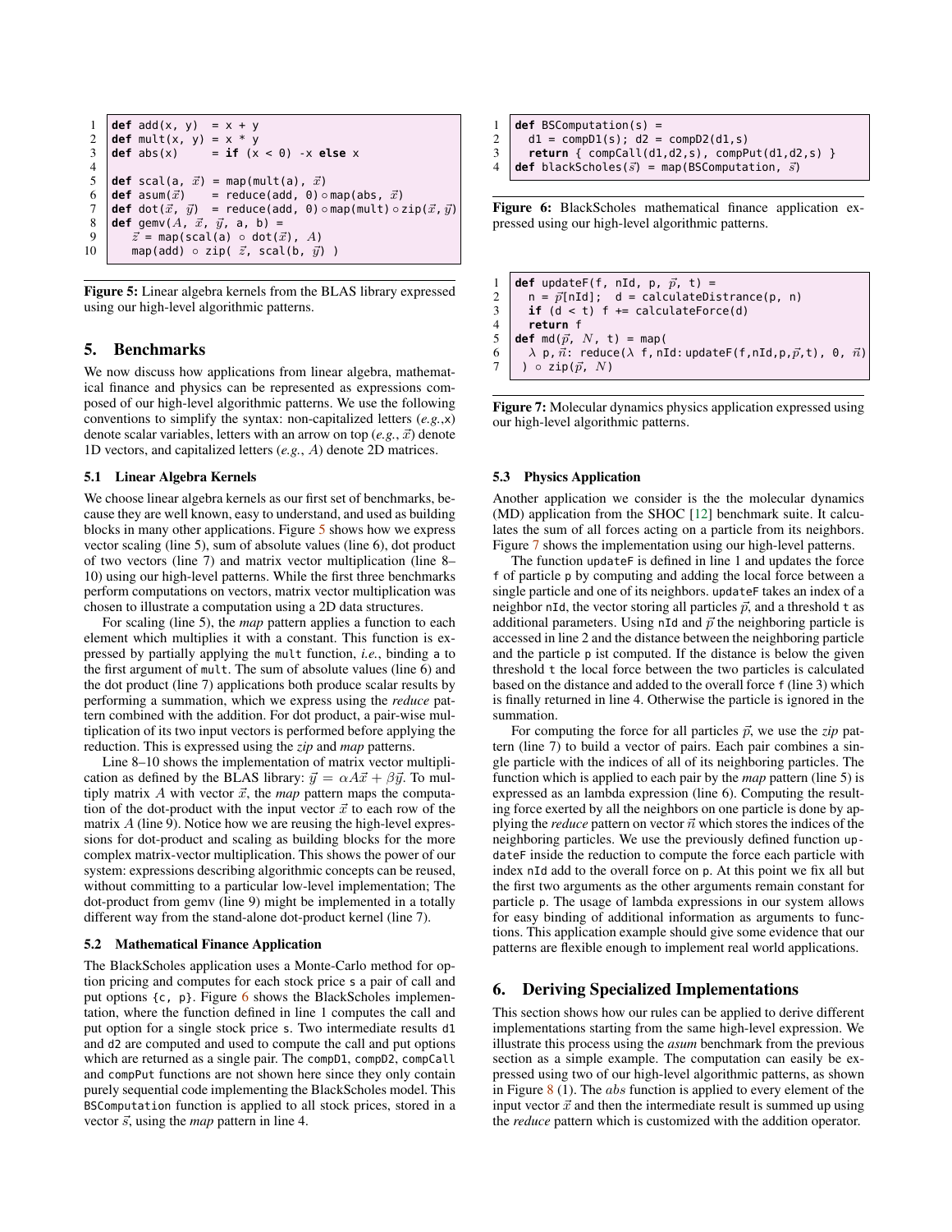```
1  def add(x, y)  = x + y
2  def mult(x, y) = x * y
3  def abs(x)     = if (x < 0) -x else x
4
5  def scal(a, x⃗) = map(mult(a), x⃗)
6  def asum(x⃗)    = reduce(add, 0) ∘ map(abs, x⃗)
7  def dot(x⃗, y⃗)  = reduce(add, 0) ∘ map(mult) ∘ zip(x⃗, y⃗)
8  def gemv(A, x⃗, y⃗, a, b) =
9      z⃗ = map(scal(a) ∘ dot(x⃗), A)
10     map(add) ∘ zip( z⃗, scal(b, y⃗) )
```

**Figure 5:** Linear algebra kernels from the BLAS library expressed using our high-level algorithmic patterns.

## 5. Benchmarks

We now discuss how applications from linear algebra, mathematical finance and physics can be represented as expressions composed of our high-level algorithmic patterns. We use the following conventions to simplify the syntax: non-capitalized letters (*e.g.*,$x$) denote scalar variables, letters with an arrow on top (*e.g.*, $\vec{x}$) denote 1D vectors, and capitalized letters (*e.g.*, $A$) denote 2D matrices.

### 5.1 Linear Algebra Kernels

We choose linear algebra kernels as our first set of benchmarks, because they are well known, easy to understand, and used as building blocks in many other applications. Figure 5 shows how we express vector scaling (line 5), sum of absolute values (line 6), dot product of two vectors (line 7) and matrix vector multiplication (line 8–10) using our high-level patterns. While the first three benchmarks perform computations on vectors, matrix vector multiplication was chosen to illustrate a computation using a 2D data structures.

For scaling (line 5), the *map* pattern applies a function to each element which multiplies it with a constant. This function is expressed by partially applying the `mult` function, *i.e.*, binding `a` to the first argument of `mult`. The sum of absolute values (line 6) and the dot product (line 7) applications both produce scalar results by performing a summation, which we express using the *reduce* pattern combined with the addition. For dot product, a pair-wise multiplication of its two input vectors is performed before applying the reduction. This is expressed using the *zip* and *map* patterns.

Line 8–10 shows the implementation of matrix vector multiplication as defined by the BLAS library: $\vec{y} = \alpha A\vec{x} + \beta\vec{y}$. To multiply matrix $A$ with vector $\vec{x}$, the *map* pattern maps the computation of the dot-product with the input vector $\vec{x}$ to each row of the matrix $A$ (line 9). Notice how we are reusing the high-level expressions for dot-product and scaling as building blocks for the more complex matrix-vector multiplication. This shows the power of our system: expressions describing algorithmic concepts can be reused, without committing to a particular low-level implementation; The dot-product from gemv (line 9) might be implemented in a totally different way from the stand-alone dot-product kernel (line 7).

### 5.2 Mathematical Finance Application

The BlackScholes application uses a Monte-Carlo method for option pricing and computes for each stock price `s` a pair of call and put options `{c, p}`. Figure 6 shows the BlackScholes implementation, where the function defined in line 1 computes the call and put option for a single stock price `s`. Two intermediate results `d1` and `d2` are computed and used to compute the call and put options which are returned as a single pair. The `compD1`, `compD2`, `compCall` and `compPut` functions are not shown here since they only contain purely sequential code implementing the BlackScholes model. This `BSComputation` function is applied to all stock prices, stored in a vector $\vec{s}$, using the *map* pattern in line 4.

```
1  def BSComputation(s) =
2    d1 = compD1(s); d2 = compD2(d1,s)
3    return { compCall(d1,d2,s), compPut(d1,d2,s) }
4  def blackScholes(s⃗) = map(BSComputation, s⃗)
```

**Figure 6:** BlackScholes mathematical finance application expressed using our high-level algorithmic patterns.

```
1  def updateF(f, nId, p, p⃗, t) =
2    n = p⃗[nId];  d = calculateDistrance(p, n)
3    if (d < t) f += calculateForce(d)
4    return f
5  def md(p⃗, N, t) = map(
6    λ p,n⃗: reduce(λ f,nId:updateF(f,nId,p,p⃗,t), 0, n⃗)
7  ) ∘ zip(p⃗, N)
```

**Figure 7:** Molecular dynamics physics application expressed using our high-level algorithmic patterns.

### 5.3 Physics Application

Another application we consider is the the molecular dynamics (MD) application from the SHOC [12] benchmark suite. It calculates the sum of all forces acting on a particle from its neighbors. Figure 7 shows the implementation using our high-level patterns.

The function `updateF` is defined in line 1 and updates the force `f` of particle `p` by computing and adding the local force between a single particle and one of its neighbors. `updateF` takes an index of a neighbor `nId`, the vector storing all particles $\vec{p}$, and a threshold `t` as additional parameters. Using `nId` and $\vec{p}$ the neighboring particle is accessed in line 2 and the distance between the neighboring particle and the particle `p` ist computed. If the distance is below the given threshold `t` the local force between the two particles is calculated based on the distance and added to the overall force `f` (line 3) which is finally returned in line 4. Otherwise the particle is ignored in the summation.

For computing the force for all particles $\vec{p}$, we use the *zip* pattern (line 7) to build a vector of pairs. Each pair combines a single particle with the indices of all of its neighboring particles. The function which is applied to each pair by the *map* pattern (line 5) is expressed as an lambda expression (line 6). Computing the resulting force exerted by all the neighbors on one particle is done by applying the *reduce* pattern on vector $\vec{n}$ which stores the indices of the neighboring particles. We use the previously defined function `updateF` inside the reduction to compute the force each particle with index `nId` add to the overall force on `p`. At this point we fix all but the first two arguments as the other arguments remain constant for particle `p`. The usage of lambda expressions in our system allows for easy binding of additional information as arguments to functions. This application example should give some evidence that our patterns are flexible enough to implement real world applications.

## 6. Deriving Specialized Implementations

This section shows how our rules can be applied to derive different implementations starting from the same high-level expression. We illustrate this process using the *asum* benchmark from the previous section as a simple example. The computation can easily be expressed using two of our high-level algorithmic patterns, as shown in Figure 8 (1). The $abs$ function is applied to every element of the input vector $\vec{x}$ and then the intermediate result is summed up using the *reduce* pattern which is customized with the addition operator.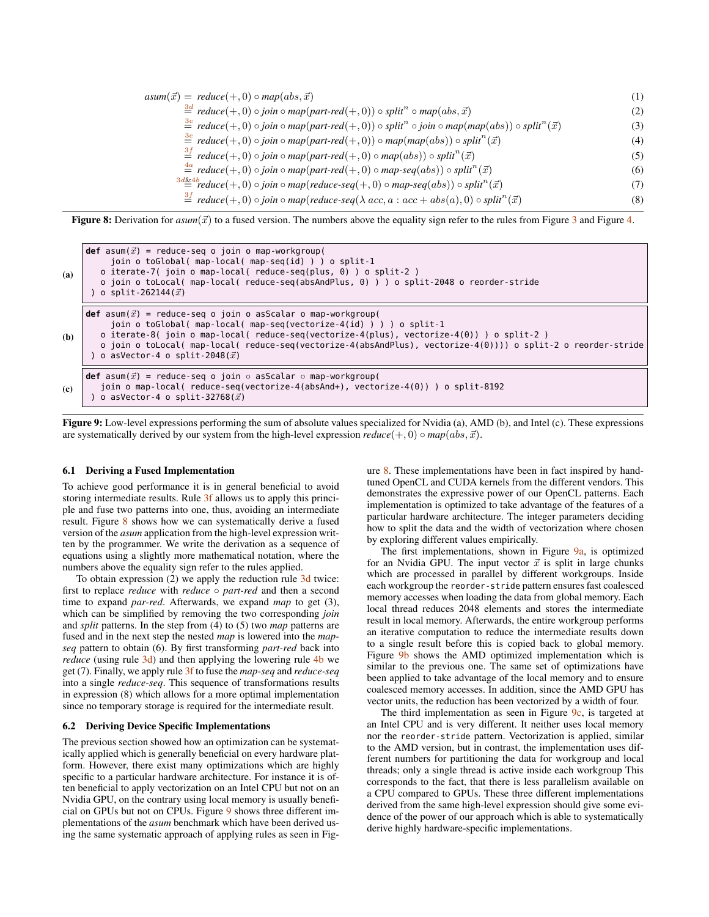$$
\begin{aligned}
asum(\vec{x}) &= reduce(+,0) \circ map(abs, \vec{x}) && (1)\\
&\overset{3d}{=} reduce(+,0) \circ join \circ map(part\text{-}red(+,0)) \circ split^n \circ map(abs, \vec{x}) && (2)\\
&\overset{3c}{=} reduce(+,0) \circ join \circ map(part\text{-}red(+,0)) \circ split^n \circ join \circ map(map(abs)) \circ split^n(\vec{x}) && (3)\\
&\overset{3e}{=} reduce(+,0) \circ join \circ map(part\text{-}red(+,0)) \circ map(map(abs)) \circ split^n(\vec{x}) && (4)\\
&\overset{3f}{=} reduce(+,0) \circ join \circ map(part\text{-}red(+,0) \circ map(abs)) \circ split^n(\vec{x}) && (5)\\
&\overset{4a}{=} reduce(+,0) \circ join \circ map(part\text{-}red(+,0) \circ map\text{-}seq(abs)) \circ split^n(\vec{x}) && (6)\\
&\overset{3d\&4b}{=} reduce(+,0) \circ join \circ map(reduce\text{-}seq(+,0) \circ map\text{-}seq(abs)) \circ split^n(\vec{x}) && (7)\\
&\overset{3f}{=} reduce(+,0) \circ join \circ map(reduce\text{-}seq(\lambda\, acc, a : acc + abs(a), 0) \circ split^n(\vec{x}) && (8)
\end{aligned}
$$

**Figure 8:** Derivation for $asum(\vec{x})$ to a fused version. The numbers above the equality sign refer to the rules from Figure 3 and Figure 4.

(a)

```
def asum(x⃗) = reduce-seq o join o map-workgroup(
     join o toGlobal( map-local( map-seq(id) ) ) o split-1
   o iterate-7( join o map-local( reduce-seq(plus, 0) ) o split-2 )
   o join o toLocal( map-local( reduce-seq(absAndPlus, 0) ) ) o split-2048 o reorder-stride
) o split-262144(x⃗)
```

(b)

```
def asum(x⃗) = reduce-seq o join o asScalar o map-workgroup(
     join o toGlobal( map-local( map-seq(vectorize-4(id) ) ) ) o split-1
   o iterate-8( join o map-local( reduce-seq(vectorize-4(plus), vectorize-4(0)) ) o split-2 )
   o join o toLocal( map-local( reduce-seq(vectorize-4(absAndPlus), vectorize-4(0)))) o split-2 o reorder-stride
) o asVector-4 o split-2048(x⃗)
```

(c)

```
def asum(x⃗) = reduce-seq o join ∘ asScalar ∘ map-workgroup(
   join o map-local( reduce-seq(vectorize-4(absAnd+), vectorize-4(0)) ) o split-8192
) o asVector-4 o split-32768(x⃗)
```

**Figure 9:** Low-level expressions performing the sum of absolute values specialized for Nvidia (a), AMD (b), and Intel (c). These expressions are systematically derived by our system from the high-level expression $reduce(+,0) \circ map(abs, \vec{x})$.

### 6.1 Deriving a Fused Implementation

To achieve good performance it is in general beneficial to avoid storing intermediate results. Rule 3f allows us to apply this principle and fuse two patterns into one, thus, avoiding an intermediate result. Figure 8 shows how we can systematically derive a fused version of the *asum* application from the high-level expression written by the programmer. We write the derivation as a sequence of equations using a slightly more mathematical notation, where the numbers above the equality sign refer to the rules applied.

To obtain expression (2) we apply the reduction rule 3d twice: first to replace *reduce* with *reduce* ∘ *part-red* and then a second time to expand *par-red*. Afterwards, we expand *map* to get (3), which can be simplified by removing the two corresponding *join* and *split* patterns. In the step from (4) to (5) two *map* patterns are fused and in the next step the nested *map* is lowered into the *map-seq* pattern to obtain (6). By first transforming *part-red* back into *reduce* (using rule 3d) and then applying the lowering rule 4b we get (7). Finally, we apply rule 3f to fuse the *map-seq* and *reduce-seq* into a single *reduce-seq*. This sequence of transformations results in expression (8) which allows for a more optimal implementation since no temporary storage is required for the intermediate result.

### 6.2 Deriving Device Specific Implementations

The previous section showed how an optimization can be systematically applied which is generally beneficial on every hardware platform. However, there exist many optimizations which are highly specific to a particular hardware architecture. For instance it is often beneficial to apply vectorization on an Intel CPU but not on an Nvidia GPU, on the contrary using local memory is usually beneficial on GPUs but not on CPUs. Figure 9 shows three different implementations of the *asum* benchmark which have been derived using the same systematic approach of applying rules as seen in Figure 8. These implementations have been in fact inspired by hand-tuned OpenCL and CUDA kernels from the different vendors. This demonstrates the expressive power of our OpenCL patterns. Each implementation is optimized to take advantage of the features of a particular hardware architecture. The integer parameters deciding how to split the data and the width of vectorization where chosen by exploring different values empirically.

The first implementations, shown in Figure 9a, is optimized for an Nvidia GPU. The input vector $\vec{x}$ is split in large chunks which are processed in parallel by different workgroups. Inside each workgroup the `reorder-stride` pattern ensures fast coalesced memory accesses when loading the data from global memory. Each local thread reduces 2048 elements and stores the intermediate result in local memory. Afterwards, the entire workgroup performs an iterative computation to reduce the intermediate results down to a single result before this is copied back to global memory. Figure 9b shows the AMD optimized implementation which is similar to the previous one. The same set of optimizations have been applied to take advantage of the local memory and to ensure coalesced memory accesses. In addition, since the AMD GPU has vector units, the reduction has been vectorized by a width of four.

The third implementation as seen in Figure 9c, is targeted at an Intel CPU and is very different. It neither uses local memory nor the `reorder-stride` pattern. Vectorization is applied, similar to the AMD version, but in contrast, the implementation uses different numbers for partitioning the data for workgroup and local threads; only a single thread is active inside each workgroup This corresponds to the fact, that there is less parallelism available on a CPU compared to GPUs. These three different implementations derived from the same high-level expression should give some evidence of the power of our approach which is able to systematically derive highly hardware-specific implementations.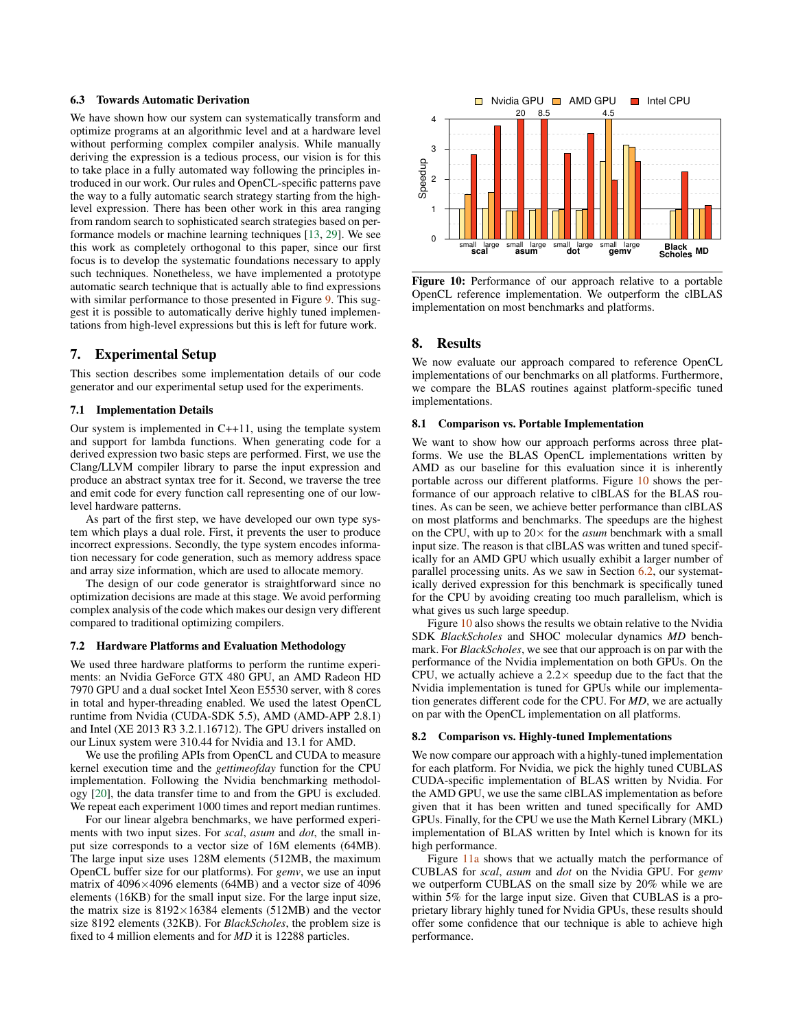### 6.3 Towards Automatic Derivation

We have shown how our system can systematically transform and optimize programs at an algorithmic level and at a hardware level without performing complex compiler analysis. While manually deriving the expression is a tedious process, our vision is for this to take place in a fully automated way following the principles introduced in our work. Our rules and OpenCL-specific patterns pave the way to a fully automatic search strategy starting from the high-level expression. There has been other work in this area ranging from random search to sophisticated search strategies based on performance models or machine learning techniques [13, 29]. We see this work as completely orthogonal to this paper, since our first focus is to develop the systematic foundations necessary to apply such techniques. Nonetheless, we have implemented a prototype automatic search technique that is actually able to find expressions with similar performance to those presented in Figure 9. This suggest it is possible to automatically derive highly tuned implementations from high-level expressions but this is left for future work.

## 7. Experimental Setup

This section describes some implementation details of our code generator and our experimental setup used for the experiments.

### 7.1 Implementation Details

Our system is implemented in C++11, using the template system and support for lambda functions. When generating code for a derived expression two basic steps are performed. First, we use the Clang/LLVM compiler library to parse the input expression and produce an abstract syntax tree for it. Second, we traverse the tree and emit code for every function call representing one of our low-level hardware patterns.

As part of the first step, we have developed our own type system which plays a dual role. First, it prevents the user to produce incorrect expressions. Secondly, the type system encodes information necessary for code generation, such as memory address space and array size information, which are used to allocate memory.

The design of our code generator is straightforward since no optimization decisions are made at this stage. We avoid performing complex analysis of the code which makes our design very different compared to traditional optimizing compilers.

### 7.2 Hardware Platforms and Evaluation Methodology

We used three hardware platforms to perform the runtime experiments: an Nvidia GeForce GTX 480 GPU, an AMD Radeon HD 7970 GPU and a dual socket Intel Xeon E5530 server, with 8 cores in total and hyper-threading enabled. We used the latest OpenCL runtime from Nvidia (CUDA-SDK 5.5), AMD (AMD-APP 2.8.1) and Intel (XE 2013 R3 3.2.1.16712). The GPU drivers installed on our Linux system were 310.44 for Nvidia and 13.1 for AMD.

We use the profiling APIs from OpenCL and CUDA to measure kernel execution time and the *gettimeofday* function for the CPU implementation. Following the Nvidia benchmarking methodology [20], the data transfer time to and from the GPU is excluded. We repeat each experiment 1000 times and report median runtimes.

For our linear algebra benchmarks, we have performed experiments with two input sizes. For *scal*, *asum* and *dot*, the small input size corresponds to a vector size of 16M elements (64MB). The large input size uses 128M elements (512MB, the maximum OpenCL buffer size for our platforms). For *gemv*, we use an input matrix of 4096×4096 elements (64MB) and a vector size of 4096 elements (16KB) for the small input size. For the large input size, the matrix size is 8192×16384 elements (512MB) and the vector size 8192 elements (32KB). For *BlackScholes*, the problem size is fixed to 4 million elements and for *MD* it is 12288 particles.

**Figure 10:** Performance of our approach relative to a portable OpenCL reference implementation. We outperform the clBLAS implementation on most benchmarks and platforms.

## 8. Results

We now evaluate our approach compared to reference OpenCL implementations of our benchmarks on all platforms. Furthermore, we compare the BLAS routines against platform-specific tuned implementations.

### 8.1 Comparison vs. Portable Implementation

We want to show how our approach performs across three platforms. We use the BLAS OpenCL implementations written by AMD as our baseline for this evaluation since it is inherently portable across our different platforms. Figure 10 shows the performance of our approach relative to clBLAS for the BLAS routines. As can be seen, we achieve better performance than clBLAS on most platforms and benchmarks. The speedups are the highest on the CPU, with up to 20× for the *asum* benchmark with a small input size. The reason is that clBLAS was written and tuned specifically for an AMD GPU which usually exhibit a larger number of parallel processing units. As we saw in Section 6.2, our systematically derived expression for this benchmark is specifically tuned for the CPU by avoiding creating too much parallelism, which is what gives us such large speedup.

Figure 10 also shows the results we obtain relative to the Nvidia SDK *BlackScholes* and SHOC molecular dynamics *MD* benchmark. For *BlackScholes*, we see that our approach is on par with the performance of the Nvidia implementation on both GPUs. On the CPU, we actually achieve a 2.2× speedup due to the fact that the Nvidia implementation is tuned for GPUs while our implementation generates different code for the CPU. For *MD*, we are actually on par with the OpenCL implementation on all platforms.

### 8.2 Comparison vs. Highly-tuned Implementations

We now compare our approach with a highly-tuned implementation for each platform. For Nvidia, we pick the highly tuned CUBLAS CUDA-specific implementation of BLAS written by Nvidia. For the AMD GPU, we use the same clBLAS implementation as before given that it has been written and tuned specifically for AMD GPUs. Finally, for the CPU we use the Math Kernel Library (MKL) implementation of BLAS written by Intel which is known for its high performance.

Figure 11a shows that we actually match the performance of CUBLAS for *scal*, *asum* and *dot* on the Nvidia GPU. For *gemv* we outperform CUBLAS on the small size by 20% while we are within 5% for the large input size. Given that CUBLAS is a proprietary library highly tuned for Nvidia GPUs, these results should offer some confidence that our technique is able to achieve high performance.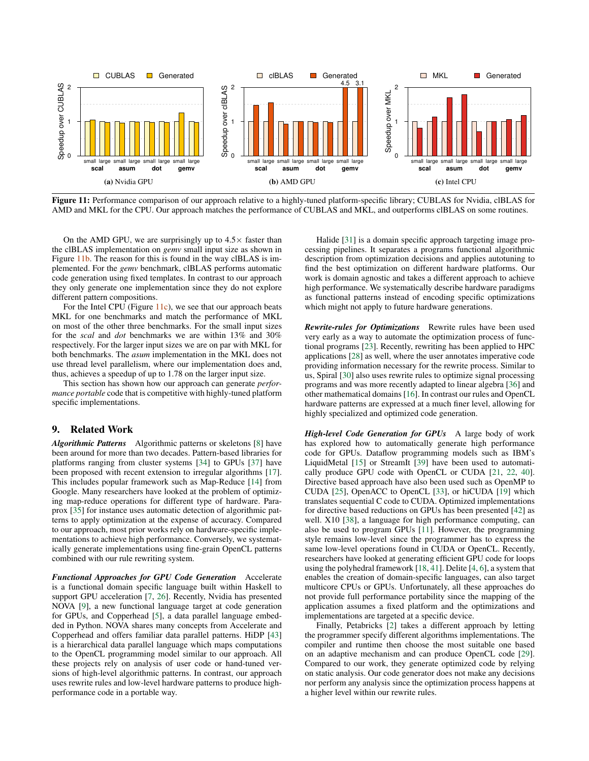**Figure 11:** Performance comparison of our approach relative to a highly-tuned platform-specific library; CUBLAS for Nvidia, clBLAS for AMD and MKL for the CPU. Our approach matches the performance of CUBLAS and MKL, and outperforms clBLAS on some routines.

On the AMD GPU, we are surprisingly up to 4.5× faster than the clBLAS implementation on *gemv* small input size as shown in Figure 11b. The reason for this is found in the way clBLAS is implemented. For the *gemv* benchmark, clBLAS performs automatic code generation using fixed templates. In contrast to our approach they only generate one implementation since they do not explore different pattern compositions.

For the Intel CPU (Figure 11c), we see that our approach beats MKL for one benchmarks and match the performance of MKL on most of the other three benchmarks. For the small input sizes for the *scal* and *dot* benchmarks we are within 13% and 30% respectively. For the larger input sizes we are on par with MKL for both benchmarks. The *asum* implementation in the MKL does not use thread level parallelism, where our implementation does and, thus, achieves a speedup of up to 1.78 on the larger input size.

This section has shown how our approach can generate *performance portable* code that is competitive with highly-tuned platform specific implementations.

## 9. Related Work

***Algorithmic Patterns*** Algorithmic patterns or skeletons [8] have been around for more than two decades. Pattern-based libraries for platforms ranging from cluster systems [34] to GPUs [37] have been proposed with recent extension to irregular algorithms [17]. This includes popular framework such as Map-Reduce [14] from Google. Many researchers have looked at the problem of optimizing map-reduce operations for different type of hardware. Paraprox [35] for instance uses automatic detection of algorithmic patterns to apply optimization at the expense of accuracy. Compared to our approach, most prior works rely on hardware-specific implementations to achieve high performance. Conversely, we systematically generate implementations using fine-grain OpenCL patterns combined with our rule rewriting system.

***Functional Approaches for GPU Code Generation*** Accelerate is a functional domain specific language built within Haskell to support GPU acceleration [7, 26]. Recently, Nvidia has presented NOVA [9], a new functional language target at code generation for GPUs, and Copperhead [5], a data parallel language embedded in Python. NOVA shares many concepts from Accelerate and Copperhead and offers familiar data parallel patterns. HiDP [43] is a hierarchical data parallel language which maps computations to the OpenCL programming model similar to our approach. All these projects rely on analysis of user code or hand-tuned versions of high-level algorithmic patterns. In contrast, our approach uses rewrite rules and low-level hardware patterns to produce high-performance code in a portable way.

Halide [31] is a domain specific approach targeting image processing pipelines. It separates a programs functional algorithmic description from optimization decisions and applies autotuning to find the best optimization on different hardware platforms. Our work is domain agnostic and takes a different approach to achieve high performance. We systematically describe hardware paradigms as functional patterns instead of encoding specific optimizations which might not apply to future hardware generations.

***Rewrite-rules for Optimizations*** Rewrite rules have been used very early as a way to automate the optimization process of functional programs [23]. Recently, rewriting has been applied to HPC applications [28] as well, where the user annotates imperative code providing information necessary for the rewrite process. Similar to us, Spiral [30] also uses rewrite rules to optimize signal processing programs and was more recently adapted to linear algebra [36] and other mathematical domains [16]. In contrast our rules and OpenCL hardware patterns are expressed at a much finer level, allowing for highly specialized and optimized code generation.

***High-level Code Generation for GPUs*** A large body of work has explored how to automatically generate high performance code for GPUs. Dataflow programming models such as IBM's LiquidMetal [15] or StreamIt [39] have been used to automatically produce GPU code with OpenCL or CUDA [21, 22, 40]. Directive based approach have also been used such as OpenMP to CUDA [25], OpenACC to OpenCL [33], or hiCUDA [19] which translates sequential C code to CUDA. Optimized implementations for directive based reductions on GPUs has been presented [42] as well. X10 [38], a language for high performance computing, can also be used to program GPUs [11]. However, the programming style remains low-level since the programmer has to express the same low-level operations found in CUDA or OpenCL. Recently, researchers have looked at generating efficient GPU code for loops using the polyhedral framework [18, 41]. Delite [4, 6], a system that enables the creation of domain-specific languages, can also target multicore CPUs or GPUs. Unfortunately, all these approaches do not provide full performance portability since the mapping of the application assumes a fixed platform and the optimizations and implementations are targeted at a specific device.

Finally, Petabricks [2] takes a different approach by letting the programmer specify different algorithms implementations. The compiler and runtime then choose the most suitable one based on an adaptive mechanism and can produce OpenCL code [29]. Compared to our work, they generate optimized code by relying on static analysis. Our code generator does not make any decisions nor perform any analysis since the optimization process happens at a higher level within our rewrite rules.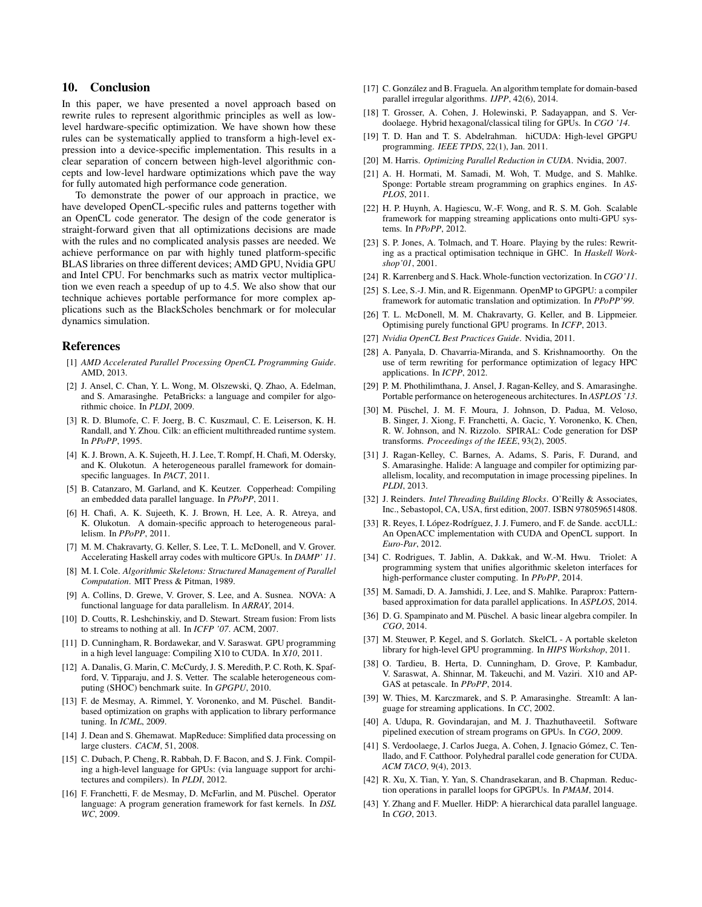## 10. Conclusion

In this paper, we have presented a novel approach based on rewrite rules to represent algorithmic principles as well as low-level hardware-specific optimization. We have shown how these rules can be systematically applied to transform a high-level expression into a device-specific implementation. This results in a clear separation of concern between high-level algorithmic concepts and low-level hardware optimizations which pave the way for fully automated high performance code generation.

To demonstrate the power of our approach in practice, we have developed OpenCL-specific rules and patterns together with an OpenCL code generator. The design of the code generator is straight-forward given that all optimizations decisions are made with the rules and no complicated analysis passes are needed. We achieve performance on par with highly tuned platform-specific BLAS libraries on three different devices; AMD GPU, Nvidia GPU and Intel CPU. For benchmarks such as matrix vector multiplication we even reach a speedup of up to 4.5. We also show that our technique achieves portable performance for more complex applications such as the BlackScholes benchmark or for molecular dynamics simulation.

## References

[1] *AMD Accelerated Parallel Processing OpenCL Programming Guide*. AMD, 2013.

[2] J. Ansel, C. Chan, Y. L. Wong, M. Olszewski, Q. Zhao, A. Edelman, and S. Amarasinghe. PetaBricks: a language and compiler for algorithmic choice. In *PLDI*, 2009.

[3] R. D. Blumofe, C. F. Joerg, B. C. Kuszmaul, C. E. Leiserson, K. H. Randall, and Y. Zhou. Cilk: an efficient multithreaded runtime system. In *PPoPP*, 1995.

[4] K. J. Brown, A. K. Sujeeth, H. J. Lee, T. Rompf, H. Chafi, M. Odersky, and K. Olukotun. A heterogeneous parallel framework for domain-specific languages. In *PACT*, 2011.

[5] B. Catanzaro, M. Garland, and K. Keutzer. Copperhead: Compiling an embedded data parallel language. In *PPoPP*, 2011.

[6] H. Chafi, A. K. Sujeeth, K. J. Brown, H. Lee, A. R. Atreya, and K. Olukotun. A domain-specific approach to heterogeneous parallelism. In *PPoPP*, 2011.

[7] M. M. Chakravarty, G. Keller, S. Lee, T. L. McDonell, and V. Grover. Accelerating Haskell array codes with multicore GPUs. In *DAMP' 11*.

[8] M. I. Cole. *Algorithmic Skeletons: Structured Management of Parallel Computation*. MIT Press & Pitman, 1989.

[9] A. Collins, D. Grewe, V. Grover, S. Lee, and A. Susnea. NOVA: A functional language for data parallelism. In *ARRAY*, 2014.

[10] D. Coutts, R. Leshchinskiy, and D. Stewart. Stream fusion: From lists to streams to nothing at all. In *ICFP '07*. ACM, 2007.

[11] D. Cunningham, R. Bordawekar, and V. Saraswat. GPU programming in a high level language: Compiling X10 to CUDA. In *X10*, 2011.

[12] A. Danalis, G. Marin, C. McCurdy, J. S. Meredith, P. C. Roth, K. Spafford, V. Tipparaju, and J. S. Vetter. The scalable heterogeneous computing (SHOC) benchmark suite. In *GPGPU*, 2010.

[13] F. de Mesmay, A. Rimmel, Y. Voronenko, and M. Püschel. Bandit-based optimization on graphs with application to library performance tuning. In *ICML*, 2009.

[14] J. Dean and S. Ghemawat. MapReduce: Simplified data processing on large clusters. *CACM*, 51, 2008.

[15] C. Dubach, P. Cheng, R. Rabbah, D. F. Bacon, and S. J. Fink. Compiling a high-level language for GPUs: (via language support for architectures and compilers). In *PLDI*, 2012.

[16] F. Franchetti, F. de Mesmay, D. McFarlin, and M. Püschel. Operator language: A program generation framework for fast kernels. In *DSL WC*, 2009.

[17] C. González and B. Fraguela. An algorithm template for domain-based parallel irregular algorithms. *IJPP*, 42(6), 2014.

[18] T. Grosser, A. Cohen, J. Holewinski, P. Sadayappan, and S. Verdoolaege. Hybrid hexagonal/classical tiling for GPUs. In *CGO '14*.

[19] T. D. Han and T. S. Abdelrahman. hiCUDA: High-level GPGPU programming. *IEEE TPDS*, 22(1), Jan. 2011.

[20] M. Harris. *Optimizing Parallel Reduction in CUDA*. Nvidia, 2007.

[21] A. H. Hormati, M. Samadi, M. Woh, T. Mudge, and S. Mahlke. Sponge: Portable stream programming on graphics engines. In *ASPLOS*, 2011.

[22] H. P. Huynh, A. Hagiescu, W.-F. Wong, and R. S. M. Goh. Scalable framework for mapping streaming applications onto multi-GPU systems. In *PPoPP*, 2012.

[23] S. P. Jones, A. Tolmach, and T. Hoare. Playing by the rules: Rewriting as a practical optimisation technique in GHC. In *Haskell Workshop'01*, 2001.

[24] R. Karrenberg and S. Hack. Whole-function vectorization. In *CGO'11*.

[25] S. Lee, S.-J. Min, and R. Eigenmann. OpenMP to GPGPU: a compiler framework for automatic translation and optimization. In *PPoPP'99*.

[26] T. L. McDonell, M. M. Chakravarty, G. Keller, and B. Lippmeier. Optimising purely functional GPU programs. In *ICFP*, 2013.

[27] *Nvidia OpenCL Best Practices Guide*. Nvidia, 2011.

[28] A. Panyala, D. Chavarria-Miranda, and S. Krishnamoorthy. On the use of term rewriting for performance optimization of legacy HPC applications. In *ICPP*, 2012.

[29] P. M. Phothilimthana, J. Ansel, J. Ragan-Kelley, and S. Amarasinghe. Portable performance on heterogeneous architectures. In *ASPLOS '13*.

[30] M. Püschel, J. M. F. Moura, J. Johnson, D. Padua, M. Veloso, B. Singer, J. Xiong, F. Franchetti, A. Gacic, Y. Voronenko, K. Chen, R. W. Johnson, and N. Rizzolo. SPIRAL: Code generation for DSP transforms. *Proceedings of the IEEE*, 93(2), 2005.

[31] J. Ragan-Kelley, C. Barnes, A. Adams, S. Paris, F. Durand, and S. Amarasinghe. Halide: A language and compiler for optimizing parallelism, locality, and recomputation in image processing pipelines. In *PLDI*, 2013.

[32] J. Reinders. *Intel Threading Building Blocks*. O'Reilly & Associates, Inc., Sebastopol, CA, USA, first edition, 2007. ISBN 9780596514808.

[33] R. Reyes, I. López-Rodríguez, J. J. Fumero, and F. de Sande. accULL: An OpenACC implementation with CUDA and OpenCL support. In *Euro-Par*, 2012.

[34] C. Rodrigues, T. Jablin, A. Dakkak, and W.-M. Hwu. Triolet: A programming system that unifies algorithmic skeleton interfaces for high-performance cluster computing. In *PPoPP*, 2014.

[35] M. Samadi, D. A. Jamshidi, J. Lee, and S. Mahlke. Paraprox: Pattern-based approximation for data parallel applications. In *ASPLOS*, 2014.

[36] D. G. Spampinato and M. Püschel. A basic linear algebra compiler. In *CGO*, 2014.

[37] M. Steuwer, P. Kegel, and S. Gorlatch. SkelCL - A portable skeleton library for high-level GPU programming. In *HIPS Workshop*, 2011.

[38] O. Tardieu, B. Herta, D. Cunningham, D. Grove, P. Kambadur, V. Saraswat, A. Shinnar, M. Takeuchi, and M. Vaziri. X10 and APGAS at petascale. In *PPoPP*, 2014.

[39] W. Thies, M. Karczmarek, and S. P. Amarasinghe. StreamIt: A language for streaming applications. In *CC*, 2002.

[40] A. Udupa, R. Govindarajan, and M. J. Thazhuthaveetil. Software pipelined execution of stream programs on GPUs. In *CGO*, 2009.

[41] S. Verdoolaege, J. Carlos Juega, A. Cohen, J. Ignacio Gómez, C. Tenllado, and F. Catthoor. Polyhedral parallel code generation for CUDA. *ACM TACO*, 9(4), 2013.

[42] R. Xu, X. Tian, Y. Yan, S. Chandrasekaran, and B. Chapman. Reduction operations in parallel loops for GPGPUs. In *PMAM*, 2014.

[43] Y. Zhang and F. Mueller. HiDP: A hierarchical data parallel language. In *CGO*, 2013.